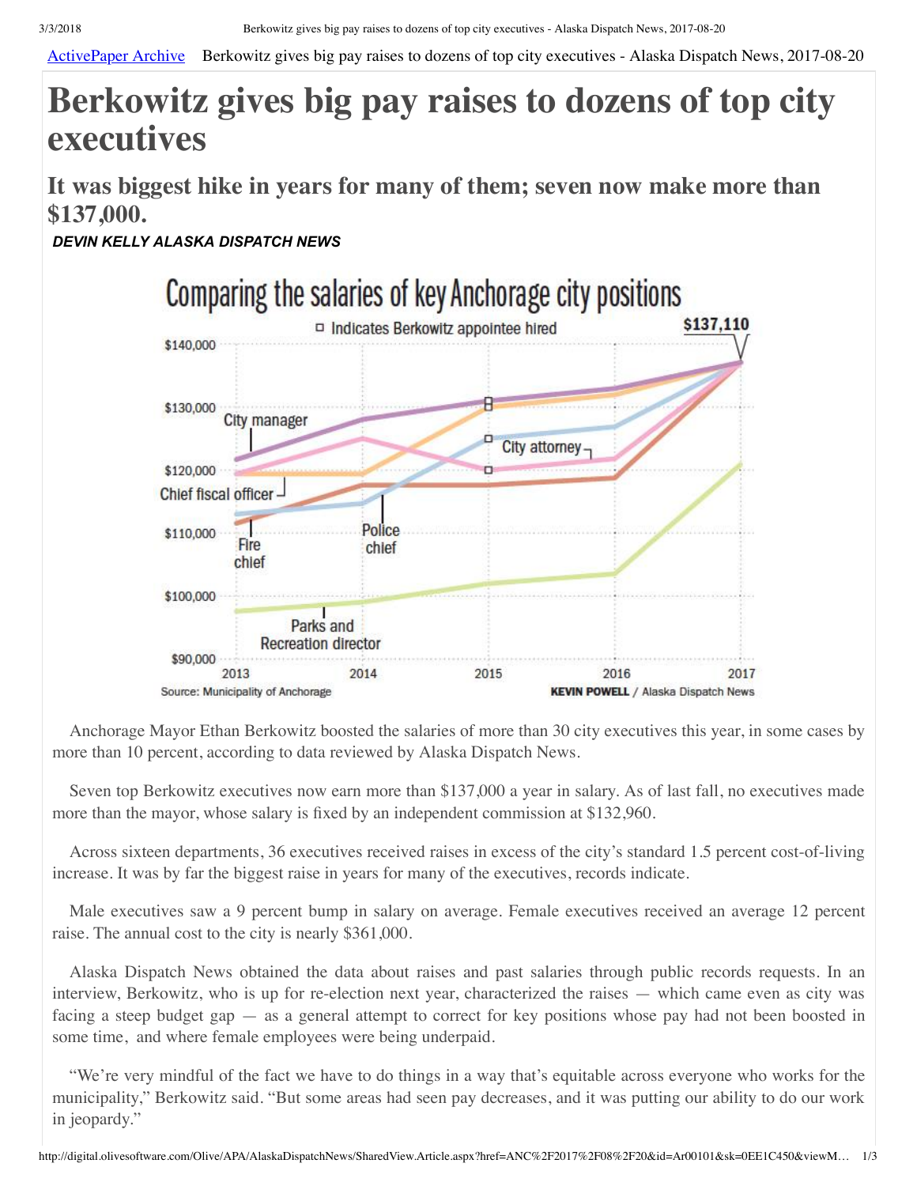ActivePaper Archive Berkowitz gives big pay raises to dozens of top city executives - Alaska Dispatch News, 2017-08-20

# Berkowitz gives big pay raises to dozens of top city executives

## It was biggest hike in years for many of them; seven now make more than $137,000.

***DEVIN KELLY ALASKA DISPATCH NEWS***

Comparing the salaries of key Anchorage city positions

□ Indicates Berkowitz appointee hired

$137,110

City manager, City attorney, Chief fiscal officer, Fire chief, Police chief, Parks and Recreation director

Source: Municipality of Anchorage

KEVIN POWELL / Alaska Dispatch News

Anchorage Mayor Ethan Berkowitz boosted the salaries of more than 30 city executives this year, in some cases by more than 10 percent, according to data reviewed by Alaska Dispatch News.

Seven top Berkowitz executives now earn more than $137,000 a year in salary. As of last fall, no executives made more than the mayor, whose salary is fixed by an independent commission at $132,960.

Across sixteen departments, 36 executives received raises in excess of the city's standard 1.5 percent cost-of-living increase. It was by far the biggest raise in years for many of the executives, records indicate.

Male executives saw a 9 percent bump in salary on average. Female executives received an average 12 percent raise. The annual cost to the city is nearly $361,000.

Alaska Dispatch News obtained the data about raises and past salaries through public records requests. In an interview, Berkowitz, who is up for re-election next year, characterized the raises — which came even as city was facing a steep budget gap — as a general attempt to correct for key positions whose pay had not been boosted in some time, and where female employees were being underpaid.

"We're very mindful of the fact we have to do things in a way that's equitable across everyone who works for the municipality," Berkowitz said. "But some areas had seen pay decreases, and it was putting our ability to do our work in jeopardy."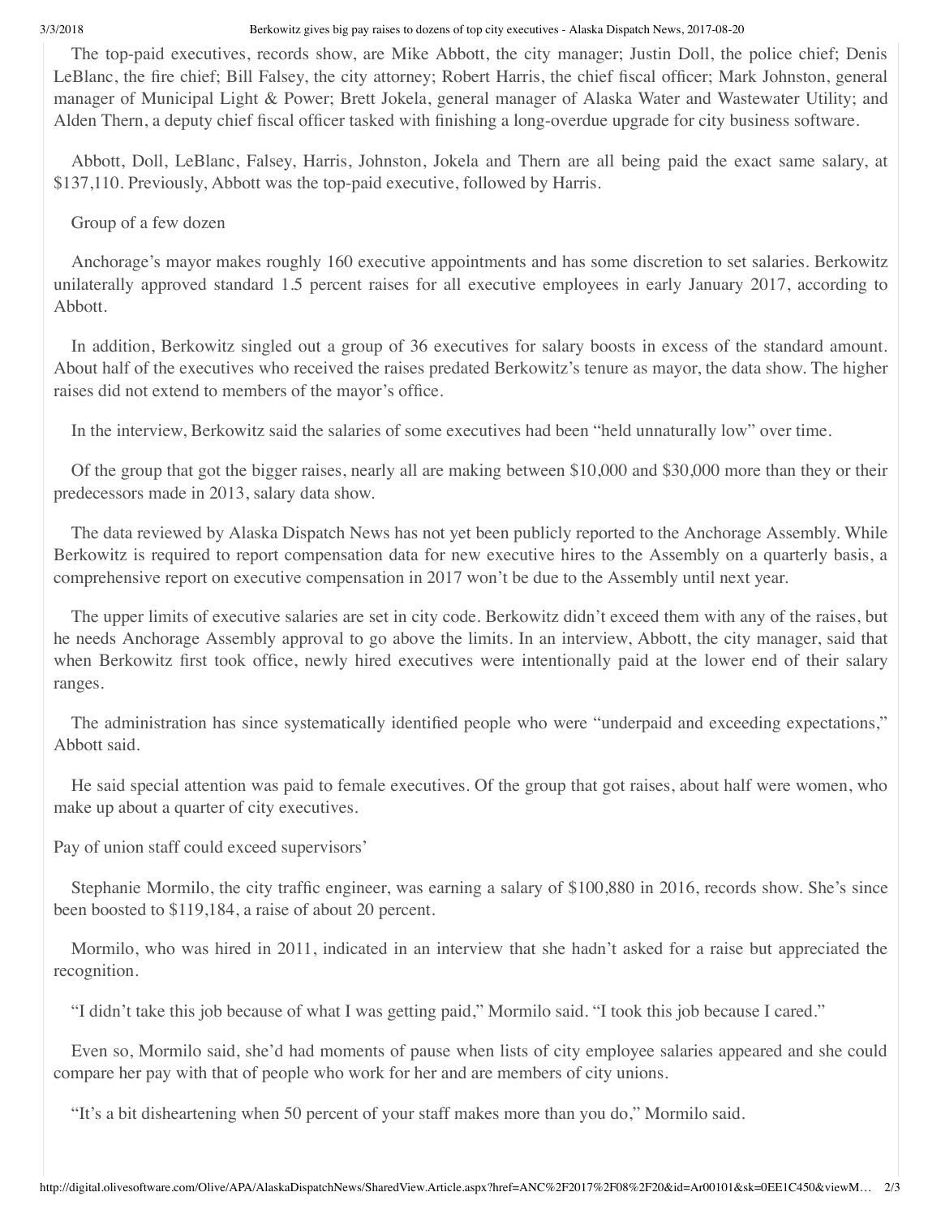The top-paid executives, records show, are Mike Abbott, the city manager; Justin Doll, the police chief; Denis LeBlanc, the fire chief; Bill Falsey, the city attorney; Robert Harris, the chief fiscal officer; Mark Johnston, general manager of Municipal Light & Power; Brett Jokela, general manager of Alaska Water and Wastewater Utility; and Alden Thern, a deputy chief fiscal officer tasked with finishing a long-overdue upgrade for city business software.

Abbott, Doll, LeBlanc, Falsey, Harris, Johnston, Jokela and Thern are all being paid the exact same salary, at $137,110. Previously, Abbott was the top-paid executive, followed by Harris.

## Group of a few dozen

Anchorage's mayor makes roughly 160 executive appointments and has some discretion to set salaries. Berkowitz unilaterally approved standard 1.5 percent raises for all executive employees in early January 2017, according to Abbott.

In addition, Berkowitz singled out a group of 36 executives for salary boosts in excess of the standard amount. About half of the executives who received the raises predated Berkowitz's tenure as mayor, the data show. The higher raises did not extend to members of the mayor's office.

In the interview, Berkowitz said the salaries of some executives had been "held unnaturally low" over time.

Of the group that got the bigger raises, nearly all are making between $10,000 and $30,000 more than they or their predecessors made in 2013, salary data show.

The data reviewed by Alaska Dispatch News has not yet been publicly reported to the Anchorage Assembly. While Berkowitz is required to report compensation data for new executive hires to the Assembly on a quarterly basis, a comprehensive report on executive compensation in 2017 won't be due to the Assembly until next year.

The upper limits of executive salaries are set in city code. Berkowitz didn't exceed them with any of the raises, but he needs Anchorage Assembly approval to go above the limits. In an interview, Abbott, the city manager, said that when Berkowitz first took office, newly hired executives were intentionally paid at the lower end of their salary ranges.

The administration has since systematically identified people who were "underpaid and exceeding expectations," Abbott said.

He said special attention was paid to female executives. Of the group that got raises, about half were women, who make up about a quarter of city executives.

## Pay of union staff could exceed supervisors'

Stephanie Mormilo, the city traffic engineer, was earning a salary of $100,880 in 2016, records show. She's since been boosted to $119,184, a raise of about 20 percent.

Mormilo, who was hired in 2011, indicated in an interview that she hadn't asked for a raise but appreciated the recognition.

"I didn't take this job because of what I was getting paid," Mormilo said. "I took this job because I cared."

Even so, Mormilo said, she'd had moments of pause when lists of city employee salaries appeared and she could compare her pay with that of people who work for her and are members of city unions.

"It's a bit disheartening when 50 percent of your staff makes more than you do," Mormilo said.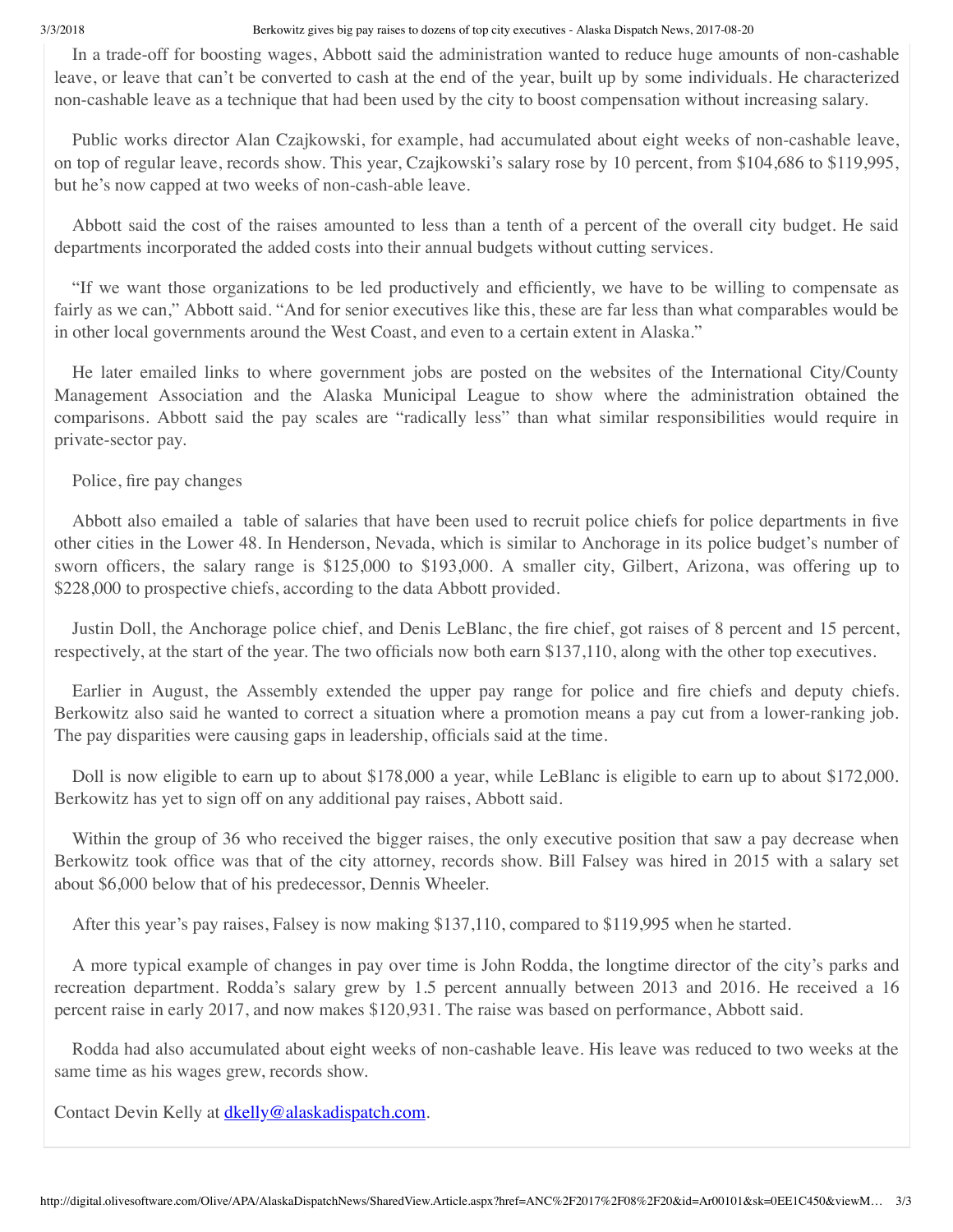In a trade-off for boosting wages, Abbott said the administration wanted to reduce huge amounts of non-cashable leave, or leave that can't be converted to cash at the end of the year, built up by some individuals. He characterized non-cashable leave as a technique that had been used by the city to boost compensation without increasing salary.

Public works director Alan Czajkowski, for example, had accumulated about eight weeks of non-cashable leave, on top of regular leave, records show. This year, Czajkowski's salary rose by 10 percent, from $104,686 to $119,995, but he's now capped at two weeks of non-cash-able leave.

Abbott said the cost of the raises amounted to less than a tenth of a percent of the overall city budget. He said departments incorporated the added costs into their annual budgets without cutting services.

"If we want those organizations to be led productively and efficiently, we have to be willing to compensate as fairly as we can," Abbott said. "And for senior executives like this, these are far less than what comparables would be in other local governments around the West Coast, and even to a certain extent in Alaska."

He later emailed links to where government jobs are posted on the websites of the International City/County Management Association and the Alaska Municipal League to show where the administration obtained the comparisons. Abbott said the pay scales are "radically less" than what similar responsibilities would require in private-sector pay.

Police, fire pay changes

Abbott also emailed a table of salaries that have been used to recruit police chiefs for police departments in five other cities in the Lower 48. In Henderson, Nevada, which is similar to Anchorage in its police budget's number of sworn officers, the salary range is $125,000 to $193,000. A smaller city, Gilbert, Arizona, was offering up to $228,000 to prospective chiefs, according to the data Abbott provided.

Justin Doll, the Anchorage police chief, and Denis LeBlanc, the fire chief, got raises of 8 percent and 15 percent, respectively, at the start of the year. The two officials now both earn $137,110, along with the other top executives.

Earlier in August, the Assembly extended the upper pay range for police and fire chiefs and deputy chiefs. Berkowitz also said he wanted to correct a situation where a promotion means a pay cut from a lower-ranking job. The pay disparities were causing gaps in leadership, officials said at the time.

Doll is now eligible to earn up to about $178,000 a year, while LeBlanc is eligible to earn up to about $172,000. Berkowitz has yet to sign off on any additional pay raises, Abbott said.

Within the group of 36 who received the bigger raises, the only executive position that saw a pay decrease when Berkowitz took office was that of the city attorney, records show. Bill Falsey was hired in 2015 with a salary set about $6,000 below that of his predecessor, Dennis Wheeler.

After this year's pay raises, Falsey is now making $137,110, compared to $119,995 when he started.

A more typical example of changes in pay over time is John Rodda, the longtime director of the city's parks and recreation department. Rodda's salary grew by 1.5 percent annually between 2013 and 2016. He received a 16 percent raise in early 2017, and now makes $120,931. The raise was based on performance, Abbott said.

Rodda had also accumulated about eight weeks of non-cashable leave. His leave was reduced to two weeks at the same time as his wages grew, records show.

Contact Devin Kelly at dkelly@alaskadispatch.com.